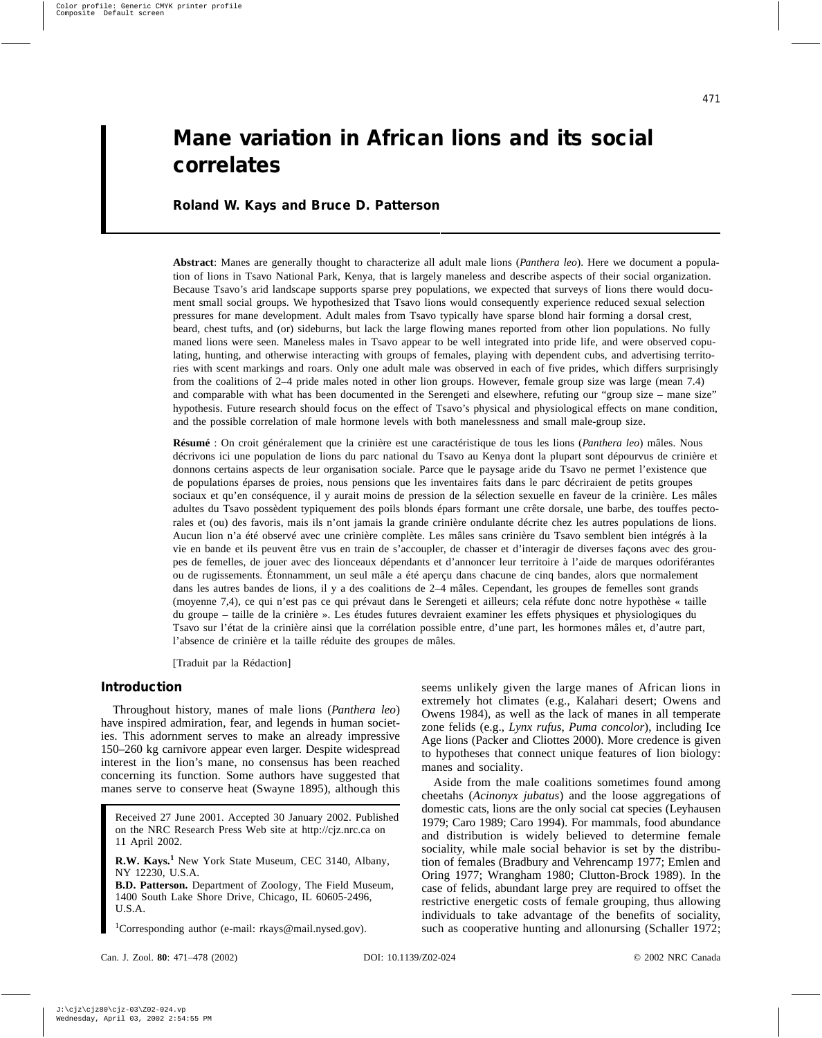# Mane variation in African lions and its social correlates

**Roland W. Kays and Bruce D. Patterson**

**Abstract**: Manes are generally thought to characterize all adult male lions (*Panthera leo*). Here we document a population of lions in Tsavo National Park, Kenya, that is largely maneless and describe aspects of their social organization. Because Tsavo's arid landscape supports sparse prey populations, we expected that surveys of lions there would document small social groups. We hypothesized that Tsavo lions would consequently experience reduced sexual selection pressures for mane development. Adult males from Tsavo typically have sparse blond hair forming a dorsal crest, beard, chest tufts, and (or) sideburns, but lack the large flowing manes reported from other lion populations. No fully maned lions were seen. Maneless males in Tsavo appear to be well integrated into pride life, and were observed copulating, hunting, and otherwise interacting with groups of females, playing with dependent cubs, and advertising territories with scent markings and roars. Only one adult male was observed in each of five prides, which differs surprisingly from the coalitions of 2–4 pride males noted in other lion groups. However, female group size was large (mean 7.4) and comparable with what has been documented in the Serengeti and elsewhere, refuting our "group size – mane size" hypothesis. Future research should focus on the effect of Tsavo's physical and physiological effects on mane condition, and the possible correlation of male hormone levels with both manelessness and small male-group size.

**Résumé** : On croit généralement que la crinière est une caractéristique de tous les lions (*Panthera leo*) mâles. Nous décrivons ici une population de lions du parc national du Tsavo au Kenya dont la plupart sont dépourvus de crinière et donnons certains aspects de leur organisation sociale. Parce que le paysage aride du Tsavo ne permet l'existence que de populations éparses de proies, nous pensions que les inventaires faits dans le parc décriraient de petits groupes sociaux et qu'en conséquence, il y aurait moins de pression de la sélection sexuelle en faveur de la crinière. Les mâles adultes du Tsavo possèdent typiquement des poils blonds épars formant une crête dorsale, une barbe, des touffes pectorales et (ou) des favoris, mais ils n'ont jamais la grande crinière ondulante décrite chez les autres populations de lions. Aucun lion n'a été observé avec une crinière complète. Les mâles sans crinière du Tsavo semblent bien intégrés à la vie en bande et ils peuvent être vus en train de s'accoupler, de chasser et d'interagir de diverses façons avec des groupes de femelles, de jouer avec des lionceaux dépendants et d'annoncer leur territoire à l'aide de marques odoriférantes ou de rugissements. Étonnamment, un seul mâle a été aperçu dans chacune de cinq bandes, alors que normalement dans les autres bandes de lions, il y a des coalitions de 2–4 mâles. Cependant, les groupes de femelles sont grands (moyenne 7,4), ce qui n'est pas ce qui prévaut dans le Serengeti et ailleurs; cela réfute donc notre hypothèse « taille du groupe – taille de la crinière ». Les études futures devraient examiner les effets physiques et physiologiques du Tsavo sur l'état de la crinière ainsi que la corrélation possible entre, d'une part, les hormones mâles et, d'autre part, l'absence de crinière et la taille réduite des groupes de mâles.

[Traduit par la Rédaction]

## Introduction

Throughout history, manes of male lions (*Panthera leo*) have inspired admiration, fear, and legends in human societies. This adornment serves to make an already impressive 150–260 kg carnivore appear even larger. Despite widespread interest in the lion's mane, no consensus has been reached concerning its function. Some authors have suggested that manes serve to conserve heat (Swayne 1895), although this seems unlikely given the large manes of African lions in extremely hot climates (e.g., Kalahari desert; Owens and Owens 1984), as well as the lack of manes in all temperate zone felids (e.g., *Lynx rufus*, *Puma concolor*), including Ice Age lions (Packer and Cliottes 2000). More credence is given to hypotheses that connect unique features of lion biology: manes and sociality.

Aside from the male coalitions sometimes found among cheetahs (*Acinonyx jubatus*) and the loose aggregations of domestic cats, lions are the only social cat species (Leyhausen 1979; Caro 1989; Caro 1994). For mammals, food abundance and distribution is widely believed to determine female sociality, while male social behavior is set by the distribution of females (Bradbury and Vehrencamp 1977; Emlen and Oring 1977; Wrangham 1980; Clutton-Brock 1989). In the case of felids, abundant large prey are required to offset the restrictive energetic costs of female grouping, thus allowing individuals to take advantage of the benefits of sociality, such as cooperative hunting and allonursing (Schaller 1972;

Received 27 June 2001. Accepted 30 January 2002. Published on the NRC Research Press Web site at http://cjz.nrc.ca on 11 April 2002.

**R.W. Kays.**[1] New York State Museum, CEC 3140, Albany, NY 12230, U.S.A.

**B.D. Patterson.** Department of Zoology, The Field Museum, 1400 South Lake Shore Drive, Chicago, IL 60605-2496, U.S.A.

[1]Corresponding author (e-mail: rkays@mail.nysed.gov).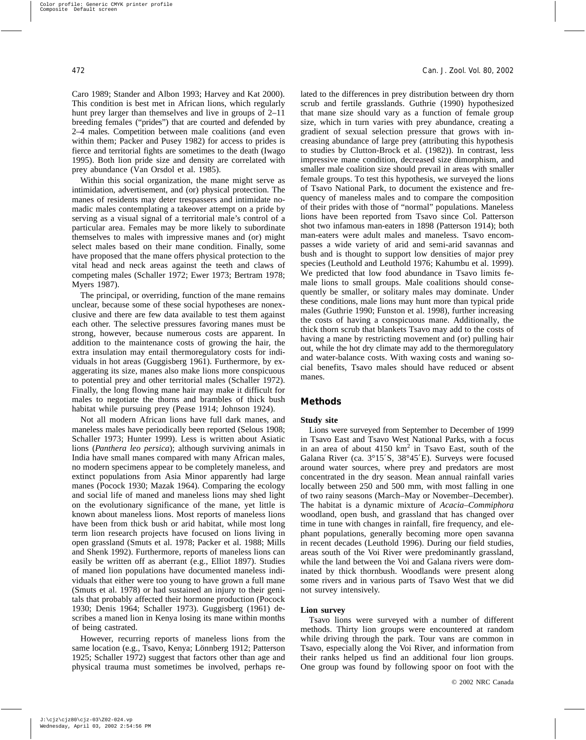Caro 1989; Stander and Albon 1993; Harvey and Kat 2000). This condition is best met in African lions, which regularly hunt prey larger than themselves and live in groups of 2–11 breeding females ("prides") that are courted and defended by 2–4 males. Competition between male coalitions (and even within them; Packer and Pusey 1982) for access to prides is fierce and territorial fights are sometimes to the death (Iwago 1995). Both lion pride size and density are correlated with prey abundance (Van Orsdol et al. 1985).

Within this social organization, the mane might serve as intimidation, advertisement, and (or) physical protection. The manes of residents may deter trespassers and intimidate nomadic males contemplating a takeover attempt on a pride by serving as a visual signal of a territorial male's control of a particular area. Females may be more likely to subordinate themselves to males with impressive manes and (or) might select males based on their mane condition. Finally, some have proposed that the mane offers physical protection to the vital head and neck areas against the teeth and claws of competing males (Schaller 1972; Ewer 1973; Bertram 1978; Myers 1987).

The principal, or overriding, function of the mane remains unclear, because some of these social hypotheses are nonexclusive and there are few data available to test them against each other. The selective pressures favoring manes must be strong, however, because numerous costs are apparent. In addition to the maintenance costs of growing the hair, the extra insulation may entail thermoregulatory costs for individuals in hot areas (Guggisberg 1961). Furthermore, by exaggerating its size, manes also make lions more conspicuous to potential prey and other territorial males (Schaller 1972). Finally, the long flowing mane hair may make it difficult for males to negotiate the thorns and brambles of thick bush habitat while pursuing prey (Pease 1914; Johnson 1924).

Not all modern African lions have full dark manes, and maneless males have periodically been reported (Selous 1908; Schaller 1973; Hunter 1999). Less is written about Asiatic lions (*Panthera leo persica*); although surviving animals in India have small manes compared with many African males, no modern specimens appear to be completely maneless, and extinct populations from Asia Minor apparently had large manes (Pocock 1930; Mazak 1964). Comparing the ecology and social life of maned and maneless lions may shed light on the evolutionary significance of the mane, yet little is known about maneless lions. Most reports of maneless lions have been from thick bush or arid habitat, while most long term lion research projects have focused on lions living in open grassland (Smuts et al. 1978; Packer et al. 1988; Mills and Shenk 1992). Furthermore, reports of maneless lions can easily be written off as aberrant (e.g., Elliot 1897). Studies of maned lion populations have documented maneless individuals that either were too young to have grown a full mane (Smuts et al. 1978) or had sustained an injury to their genitals that probably affected their hormone production (Pocock 1930; Denis 1964; Schaller 1973). Guggisberg (1961) describes a maned lion in Kenya losing its mane within months of being castrated.

However, recurring reports of maneless lions from the same location (e.g., Tsavo, Kenya; Lönnberg 1912; Patterson 1925; Schaller 1972) suggest that factors other than age and physical trauma must sometimes be involved, perhaps related to the differences in prey distribution between dry thorn scrub and fertile grasslands. Guthrie (1990) hypothesized that mane size should vary as a function of female group size, which in turn varies with prey abundance, creating a gradient of sexual selection pressure that grows with increasing abundance of large prey (attributing this hypothesis to studies by Clutton-Brock et al. (1982)). In contrast, less impressive mane condition, decreased size dimorphism, and smaller male coalition size should prevail in areas with smaller female groups. To test this hypothesis, we surveyed the lions of Tsavo National Park, to document the existence and frequency of maneless males and to compare the composition of their prides with those of "normal" populations. Maneless lions have been reported from Tsavo since Col. Patterson shot two infamous man-eaters in 1898 (Patterson 1914); both man-eaters were adult males and maneless. Tsavo encompasses a wide variety of arid and semi-arid savannas and bush and is thought to support low densities of major prey species (Leuthold and Leuthold 1976; Kahumbu et al. 1999). We predicted that low food abundance in Tsavo limits female lions to small groups. Male coalitions should consequently be smaller, or solitary males may dominate. Under these conditions, male lions may hunt more than typical pride males (Guthrie 1990; Funston et al. 1998), further increasing the costs of having a conspicuous mane. Additionally, the thick thorn scrub that blankets Tsavo may add to the costs of having a mane by restricting movement and (or) pulling hair out, while the hot dry climate may add to the thermoregulatory and water-balance costs. With waxing costs and waning social benefits, Tsavo males should have reduced or absent manes.

## Methods

### Study site

Lions were surveyed from September to December of 1999 in Tsavo East and Tsavo West National Parks, with a focus in an area of about 4150 km$^2$ in Tsavo East, south of the Galana River (ca. 3°15′S, 38°45′E). Surveys were focused around water sources, where prey and predators are most concentrated in the dry season. Mean annual rainfall varies locally between 250 and 500 mm, with most falling in one of two rainy seasons (March–May or November–December). The habitat is a dynamic mixture of *Acacia*–*Commiphora* woodland, open bush, and grassland that has changed over time in tune with changes in rainfall, fire frequency, and elephant populations, generally becoming more open savanna in recent decades (Leuthold 1996). During our field studies, areas south of the Voi River were predominantly grassland, while the land between the Voi and Galana rivers were dominated by thick thornbush. Woodlands were present along some rivers and in various parts of Tsavo West that we did not survey intensively.

### Lion survey

Tsavo lions were surveyed with a number of different methods. Thirty lion groups were encountered at random while driving through the park. Tour vans are common in Tsavo, especially along the Voi River, and information from their ranks helped us find an additional four lion groups. One group was found by following spoor on foot with the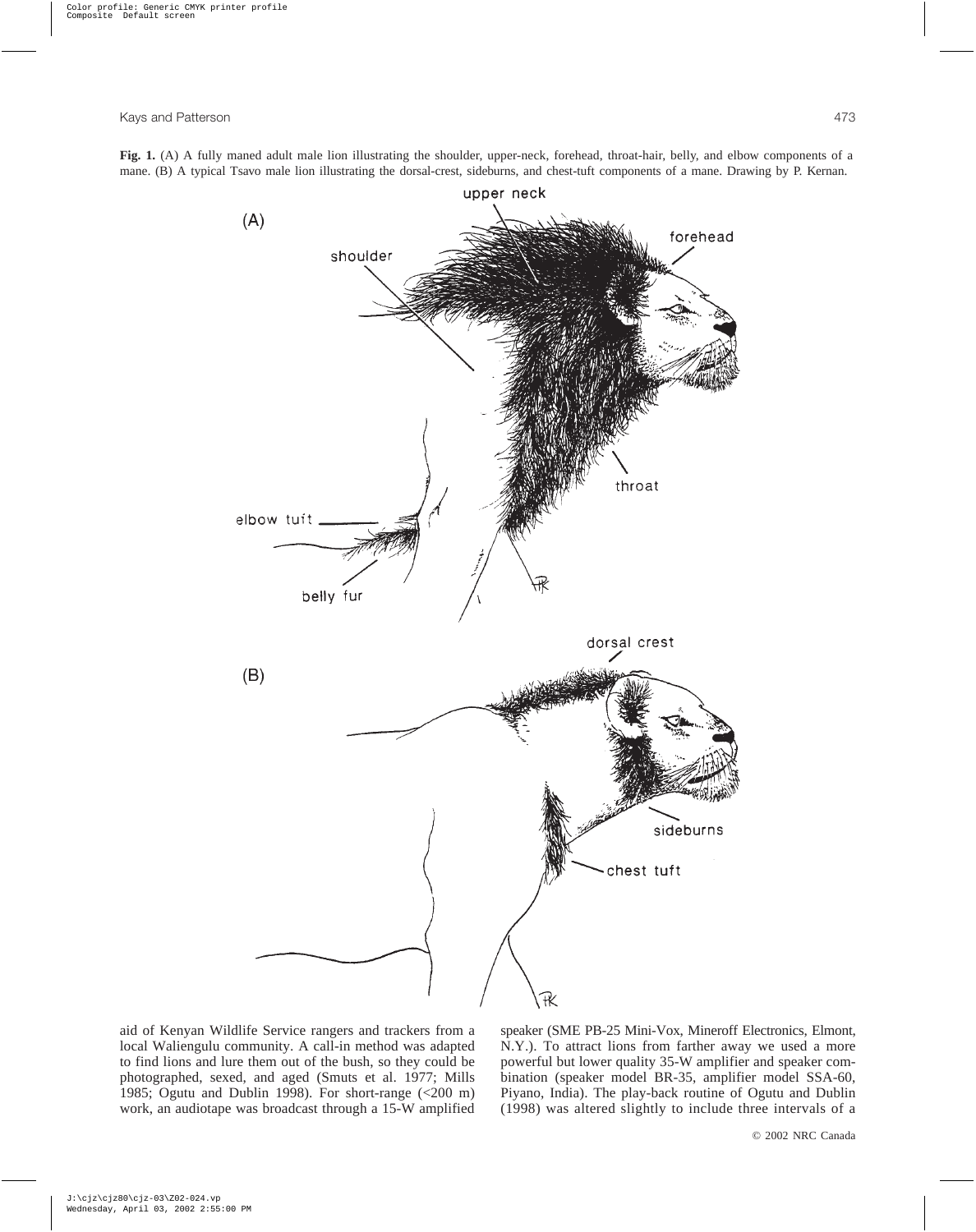**Fig. 1.** (A) A fully maned adult male lion illustrating the shoulder, upper-neck, forehead, throat-hair, belly, and elbow components of a mane. (B) A typical Tsavo male lion illustrating the dorsal-crest, sideburns, and chest-tuft components of a mane. Drawing by P. Kernan.

aid of Kenyan Wildlife Service rangers and trackers from a local Waliengulu community. A call-in method was adapted to find lions and lure them out of the bush, so they could be photographed, sexed, and aged (Smuts et al. 1977; Mills 1985; Ogutu and Dublin 1998). For short-range (<200 m) work, an audiotape was broadcast through a 15-W amplified speaker (SME PB-25 Mini-Vox, Mineroff Electronics, Elmont, N.Y.). To attract lions from farther away we used a more powerful but lower quality 35-W amplifier and speaker combination (speaker model BR-35, amplifier model SSA-60, Piyano, India). The play-back routine of Ogutu and Dublin (1998) was altered slightly to include three intervals of a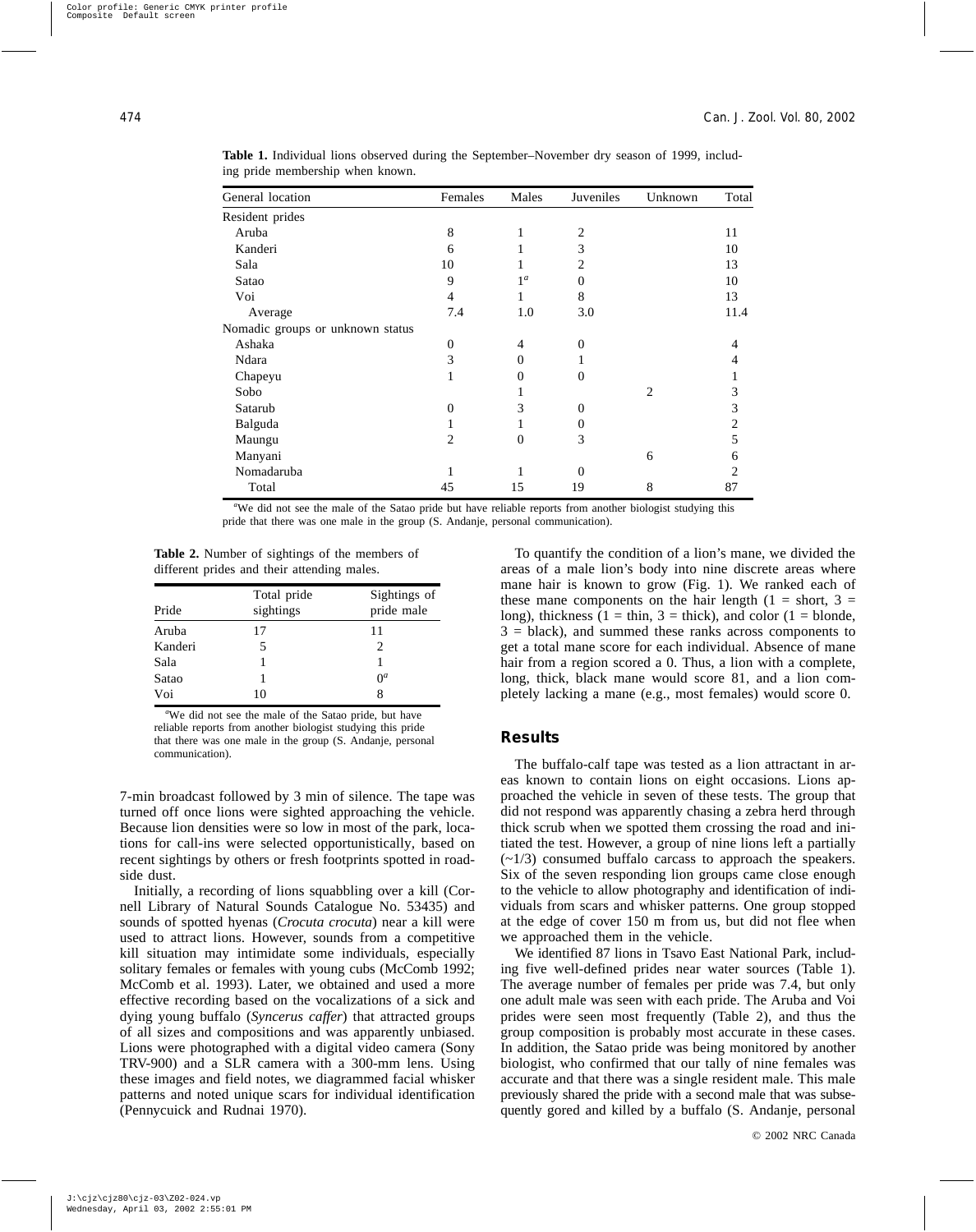**Table 1.** Individual lions observed during the September–November dry season of 1999, including pride membership when known.

| General location | Females | Males | Juveniles | Unknown | Total |
|---|---|---|---|---|---|
| Resident prides | | | | | |
| Aruba | 8 | 1 | 2 | | 11 |
| Kanderi | 6 | 1 | 3 | | 10 |
| Sala | 10 | 1 | 2 | | 13 |
| Satao | 9 | 1[a] | 0 | | 10 |
| Voi | 4 | 1 | 8 | | 13 |
| Average | 7.4 | 1.0 | 3.0 | | 11.4 |
| Nomadic groups or unknown status | | | | | |
| Ashaka | 0 | 4 | 0 | | 4 |
| Ndara | 3 | 0 | 1 | | 4 |
| Chapeyu | 1 | 0 | 0 | | 1 |
| Sobo | | 1 | | 2 | 3 |
| Satarub | 0 | 3 | 0 | | 3 |
| Balguda | 1 | 1 | 0 | | 2 |
| Maungu | 2 | 0 | 3 | | 5 |
| Manyani | | | | 6 | 6 |
| Nomadaruba | 1 | 1 | 0 | | 2 |
| Total | 45 | 15 | 19 | 8 | 87 |

[a]We did not see the male of the Satao pride but have reliable reports from another biologist studying this pride that there was one male in the group (S. Andanje, personal communication).

**Table 2.** Number of sightings of the members of different prides and their attending males.

| Pride | Total pride sightings | Sightings of pride male |
|---|---|---|
| Aruba | 17 | 11 |
| Kanderi | 5 | 2 |
| Sala | 1 | 1 |
| Satao | 1 | 0[a] |
| Voi | 10 | 8 |

[a]We did not see the male of the Satao pride, but have reliable reports from another biologist studying this pride that there was one male in the group (S. Andanje, personal communication).

7-min broadcast followed by 3 min of silence. The tape was turned off once lions were sighted approaching the vehicle. Because lion densities were so low in most of the park, locations for call-ins were selected opportunistically, based on recent sightings by others or fresh footprints spotted in roadside dust.

Initially, a recording of lions squabbling over a kill (Cornell Library of Natural Sounds Catalogue No. 53435) and sounds of spotted hyenas (*Crocuta crocuta*) near a kill were used to attract lions. However, sounds from a competitive kill situation may intimidate some individuals, especially solitary females or females with young cubs (McComb 1992; McComb et al. 1993). Later, we obtained and used a more effective recording based on the vocalizations of a sick and dying young buffalo (*Syncerus caffer*) that attracted groups of all sizes and compositions and was apparently unbiased. Lions were photographed with a digital video camera (Sony TRV-900) and a SLR camera with a 300-mm lens. Using these images and field notes, we diagrammed facial whisker patterns and noted unique scars for individual identification (Pennycuick and Rudnai 1970).

To quantify the condition of a lion's mane, we divided the areas of a male lion's body into nine discrete areas where mane hair is known to grow (Fig. 1). We ranked each of these mane components on the hair length (1 = short, 3 = long), thickness (1 = thin, 3 = thick), and color (1 = blonde, 3 = black), and summed these ranks across components to get a total mane score for each individual. Absence of mane hair from a region scored a 0. Thus, a lion with a complete, long, thick, black mane would score 81, and a lion completely lacking a mane (e.g., most females) would score 0.

## Results

The buffalo-calf tape was tested as a lion attractant in areas known to contain lions on eight occasions. Lions approached the vehicle in seven of these tests. The group that did not respond was apparently chasing a zebra herd through thick scrub when we spotted them crossing the road and initiated the test. However, a group of nine lions left a partially (~1/3) consumed buffalo carcass to approach the speakers. Six of the seven responding lion groups came close enough to the vehicle to allow photography and identification of individuals from scars and whisker patterns. One group stopped at the edge of cover 150 m from us, but did not flee when we approached them in the vehicle.

We identified 87 lions in Tsavo East National Park, including five well-defined prides near water sources (Table 1). The average number of females per pride was 7.4, but only one adult male was seen with each pride. The Aruba and Voi prides were seen most frequently (Table 2), and thus the group composition is probably most accurate in these cases. In addition, the Satao pride was being monitored by another biologist, who confirmed that our tally of nine females was accurate and that there was a single resident male. This male previously shared the pride with a second male that was subsequently gored and killed by a buffalo (S. Andanje, personal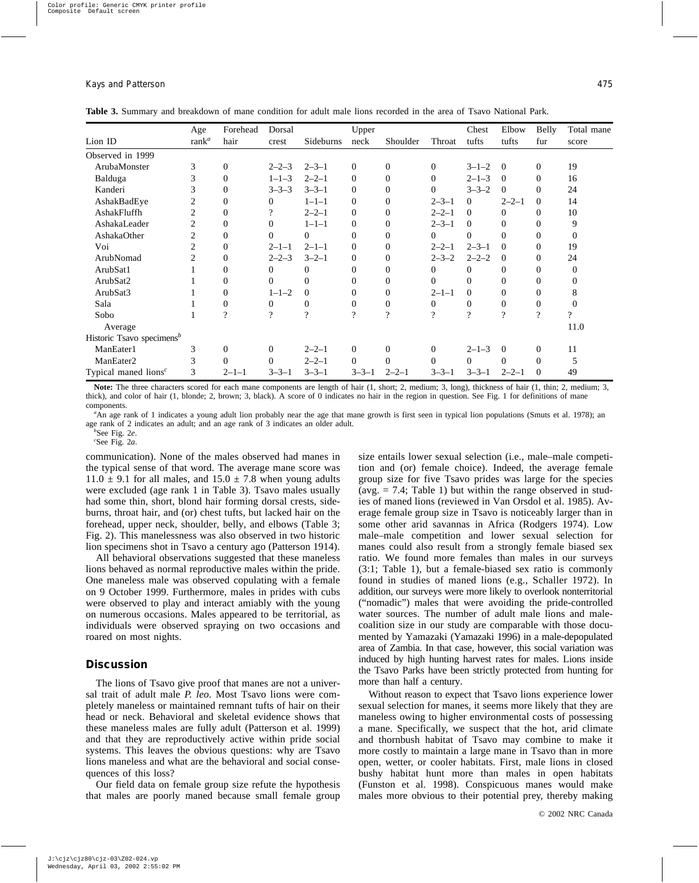**Table 3.** Summary and breakdown of mane condition for adult male lions recorded in the area of Tsavo National Park.

| Lion ID | Age rank[a] | Forehead hair | Dorsal crest | Sideburns | Upper neck | Shoulder | Throat | Chest tufts | Elbow tufts | Belly fur | Total mane score |
|---|---|---|---|---|---|---|---|---|---|---|---|
| Observed in 1999 | | | | | | | | | | | |
| ArubaMonster | 3 | 0 | 2–2–3 | 2–3–1 | 0 | 0 | 0 | 3–1–2 | 0 | 0 | 19 |
| Balduga | 3 | 0 | 1–1–3 | 2–2–1 | 0 | 0 | 0 | 2–1–3 | 0 | 0 | 16 |
| Kanderi | 3 | 0 | 3–3–3 | 3–3–1 | 0 | 0 | 0 | 3–3–2 | 0 | 0 | 24 |
| AshakBadEye | 2 | 0 | 0 | 1–1–1 | 0 | 0 | 2–3–1 | 0 | 2–2–1 | 0 | 14 |
| AshakFluffh | 2 | 0 | ? | 2–2–1 | 0 | 0 | 2–2–1 | 0 | 0 | 0 | 10 |
| AshakaLeader | 2 | 0 | 0 | 1–1–1 | 0 | 0 | 2–3–1 | 0 | 0 | 0 | 9 |
| AshakaOther | 2 | 0 | 0 | 0 | 0 | 0 | 0 | 0 | 0 | 0 | 0 |
| Voi | 2 | 0 | 2–1–1 | 2–1–1 | 0 | 0 | 2–2–1 | 2–3–1 | 0 | 0 | 19 |
| ArubNomad | 2 | 0 | 2–2–3 | 3–2–1 | 0 | 0 | 2–3–2 | 2–2–2 | 0 | 0 | 24 |
| ArubSat1 | 1 | 0 | 0 | 0 | 0 | 0 | 0 | 0 | 0 | 0 | 0 |
| ArubSat2 | 1 | 0 | 0 | 0 | 0 | 0 | 0 | 0 | 0 | 0 | 0 |
| ArubSat3 | 1 | 0 | 1–1–2 | 0 | 0 | 0 | 2–1–1 | 0 | 0 | 0 | 8 |
| Sala | 1 | 0 | 0 | 0 | 0 | 0 | 0 | 0 | 0 | 0 | 0 |
| Sobo | 1 | ? | ? | ? | ? | ? | ? | ? | ? | ? | ? |
| Average | | | | | | | | | | | 11.0 |
| Historic Tsavo specimens[b] | | | | | | | | | | | |
| ManEater1 | 3 | 0 | 0 | 2–2–1 | 0 | 0 | 0 | 2–1–3 | 0 | 0 | 11 |
| ManEater2 | 3 | 0 | 0 | 2–2–1 | 0 | 0 | 0 | 0 | 0 | 0 | 5 |
| Typical maned lions[c] | 3 | 2–1–1 | 3–3–1 | 3–3–1 | 3–3–1 | 2–2–1 | 3–3–1 | 3–3–1 | 2–2–1 | 0 | 49 |

**Note:** The three characters scored for each mane components are length of hair (1, short; 2, medium; 3, long), thickness of hair (1, thin; 2, medium; 3, thick), and color of hair (1, blonde; 2, brown; 3, black). A score of 0 indicates no hair in the region in question. See Fig. 1 for definitions of mane components.

[a]An age rank of 1 indicates a young adult lion probably near the age that mane growth is first seen in typical lion populations (Smuts et al. 1978); an age rank of 2 indicates an adult; and an age rank of 3 indicates an older adult.

[b]See Fig. 2*e*.

[c]See Fig. 2*a*.

communication). None of the males observed had manes in the typical sense of that word. The average mane score was $11.0 \pm 9.1$ for all males, and $15.0 \pm 7.8$ when young adults were excluded (age rank 1 in Table 3). Tsavo males usually had some thin, short, blond hair forming dorsal crests, sideburns, throat hair, and (or) chest tufts, but lacked hair on the forehead, upper neck, shoulder, belly, and elbows (Table 3; Fig. 2). This manelessness was also observed in two historic lion specimens shot in Tsavo a century ago (Patterson 1914).

All behavioral observations suggested that these maneless lions behaved as normal reproductive males within the pride. One maneless male was observed copulating with a female on 9 October 1999. Furthermore, males in prides with cubs were observed to play and interact amiably with the young on numerous occasions. Males appeared to be territorial, as individuals were observed spraying on two occasions and roared on most nights.

## Discussion

The lions of Tsavo give proof that manes are not a universal trait of adult male *P. leo*. Most Tsavo lions were completely maneless or maintained remnant tufts of hair on their head or neck. Behavioral and skeletal evidence shows that these maneless males are fully adult (Patterson et al. 1999) and that they are reproductively active within pride social systems. This leaves the obvious questions: why are Tsavo lions maneless and what are the behavioral and social consequences of this loss?

Our field data on female group size refute the hypothesis that males are poorly maned because small female group size entails lower sexual selection (i.e., male–male competition and (or) female choice). Indeed, the average female group size for five Tsavo prides was large for the species (avg. = 7.4; Table 1) but within the range observed in studies of maned lions (reviewed in Van Orsdol et al. 1985). Average female group size in Tsavo is noticeably larger than in some other arid savannas in Africa (Rodgers 1974). Low male–male competition and lower sexual selection for manes could also result from a strongly female biased sex ratio. We found more females than males in our surveys (3:1; Table 1), but a female-biased sex ratio is commonly found in studies of maned lions (e.g., Schaller 1972). In addition, our surveys were more likely to overlook nonterritorial ("nomadic") males that were avoiding the pride-controlled water sources. The number of adult male lions and male-coalition size in our study are comparable with those documented by Yamazaki (Yamazaki 1996) in a male-depopulated area of Zambia. In that case, however, this social variation was induced by high hunting harvest rates for males. Lions inside the Tsavo Parks have been strictly protected from hunting for more than half a century.

Without reason to expect that Tsavo lions experience lower sexual selection for manes, it seems more likely that they are maneless owing to higher environmental costs of possessing a mane. Specifically, we suspect that the hot, arid climate and thornbush habitat of Tsavo may combine to make it more costly to maintain a large mane in Tsavo than in more open, wetter, or cooler habitats. First, male lions in closed bushy habitat hunt more than males in open habitats (Funston et al. 1998). Conspicuous manes would make males more obvious to their potential prey, thereby making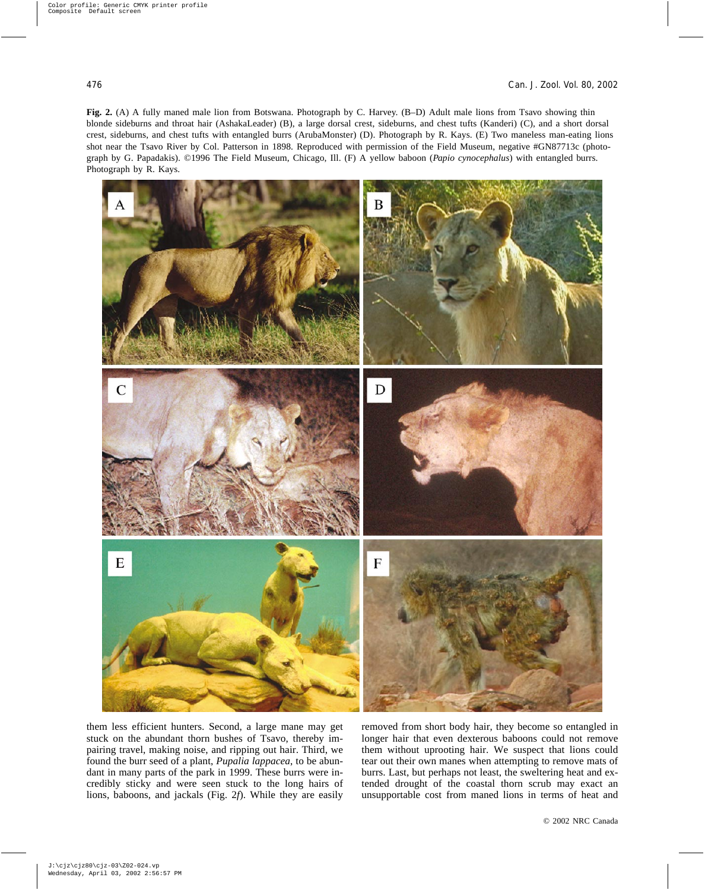**Fig. 2.** (A) A fully maned male lion from Botswana. Photograph by C. Harvey. (B–D) Adult male lions from Tsavo showing thin blonde sideburns and throat hair (AshakaLeader) (B), a large dorsal crest, sideburns, and chest tufts (Kanderi) (C), and a short dorsal crest, sideburns, and chest tufts with entangled burrs (ArubaMonster) (D). Photograph by R. Kays. (E) Two maneless man-eating lions shot near the Tsavo River by Col. Patterson in 1898. Reproduced with permission of the Field Museum, negative #GN87713c (photograph by G. Papadakis). ©1996 The Field Museum, Chicago, Ill. (F) A yellow baboon (*Papio cynocephalus*) with entangled burrs. Photograph by R. Kays.

them less efficient hunters. Second, a large mane may get stuck on the abundant thorn bushes of Tsavo, thereby impairing travel, making noise, and ripping out hair. Third, we found the burr seed of a plant, *Pupalia lappacea*, to be abundant in many parts of the park in 1999. These burrs were incredibly sticky and were seen stuck to the long hairs of lions, baboons, and jackals (Fig. 2*f*). While they are easily removed from short body hair, they become so entangled in longer hair that even dexterous baboons could not remove them without uprooting hair. We suspect that lions could tear out their own manes when attempting to remove mats of burrs. Last, but perhaps not least, the sweltering heat and extended drought of the coastal thorn scrub may exact an unsupportable cost from maned lions in terms of heat and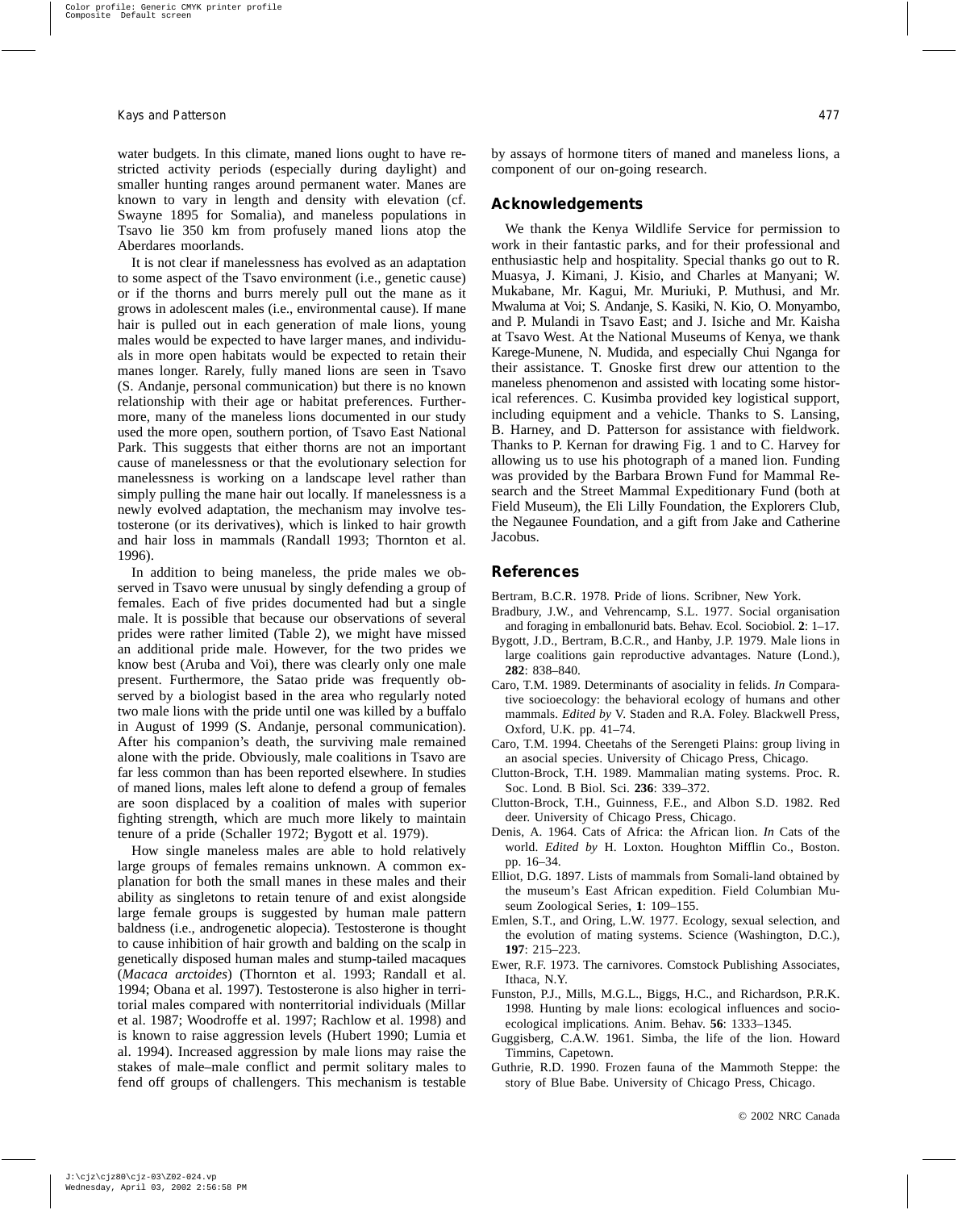water budgets. In this climate, maned lions ought to have restricted activity periods (especially during daylight) and smaller hunting ranges around permanent water. Manes are known to vary in length and density with elevation (cf. Swayne 1895 for Somalia), and maneless populations in Tsavo lie 350 km from profusely maned lions atop the Aberdares moorlands.

It is not clear if manelessness has evolved as an adaptation to some aspect of the Tsavo environment (i.e., genetic cause) or if the thorns and burrs merely pull out the mane as it grows in adolescent males (i.e., environmental cause). If mane hair is pulled out in each generation of male lions, young males would be expected to have larger manes, and individuals in more open habitats would be expected to retain their manes longer. Rarely, fully maned lions are seen in Tsavo (S. Andanje, personal communication) but there is no known relationship with their age or habitat preferences. Furthermore, many of the maneless lions documented in our study used the more open, southern portion, of Tsavo East National Park. This suggests that either thorns are not an important cause of manelessness or that the evolutionary selection for manelessness is working on a landscape level rather than simply pulling the mane hair out locally. If manelessness is a newly evolved adaptation, the mechanism may involve testosterone (or its derivatives), which is linked to hair growth and hair loss in mammals (Randall 1993; Thornton et al. 1996).

In addition to being maneless, the pride males we observed in Tsavo were unusual by singly defending a group of females. Each of five prides documented had but a single male. It is possible that because our observations of several prides were rather limited (Table 2), we might have missed an additional pride male. However, for the two prides we know best (Aruba and Voi), there was clearly only one male present. Furthermore, the Satao pride was frequently observed by a biologist based in the area who regularly noted two male lions with the pride until one was killed by a buffalo in August of 1999 (S. Andanje, personal communication). After his companion's death, the surviving male remained alone with the pride. Obviously, male coalitions in Tsavo are far less common than has been reported elsewhere. In studies of maned lions, males left alone to defend a group of females are soon displaced by a coalition of males with superior fighting strength, which are much more likely to maintain tenure of a pride (Schaller 1972; Bygott et al. 1979).

How single maneless males are able to hold relatively large groups of females remains unknown. A common explanation for both the small manes in these males and their ability as singletons to retain tenure of and exist alongside large female groups is suggested by human male pattern baldness (i.e., androgenetic alopecia). Testosterone is thought to cause inhibition of hair growth and balding on the scalp in genetically disposed human males and stump-tailed macaques (*Macaca arctoides*) (Thornton et al. 1993; Randall et al. 1994; Obana et al. 1997). Testosterone is also higher in territorial males compared with nonterritorial individuals (Millar et al. 1987; Woodroffe et al. 1997; Rachlow et al. 1998) and is known to raise aggression levels (Hubert 1990; Lumia et al. 1994). Increased aggression by male lions may raise the stakes of male–male conflict and permit solitary males to fend off groups of challengers. This mechanism is testable by assays of hormone titers of maned and maneless lions, a component of our on-going research.

## Acknowledgements

We thank the Kenya Wildlife Service for permission to work in their fantastic parks, and for their professional and enthusiastic help and hospitality. Special thanks go out to R. Muasya, J. Kimani, J. Kisio, and Charles at Manyani; W. Mukabane, Mr. Kagui, Mr. Muriuki, P. Muthusi, and Mr. Mwaluma at Voi; S. Andanje, S. Kasiki, N. Kio, O. Monyambo, and P. Mulandi in Tsavo East; and J. Isiche and Mr. Kaisha at Tsavo West. At the National Museums of Kenya, we thank Karege-Munene, N. Mudida, and especially Chui Nganga for their assistance. T. Gnoske first drew our attention to the maneless phenomenon and assisted with locating some historical references. C. Kusimba provided key logistical support, including equipment and a vehicle. Thanks to S. Lansing, B. Harney, and D. Patterson for assistance with fieldwork. Thanks to P. Kernan for drawing Fig. 1 and to C. Harvey for allowing us to use his photograph of a maned lion. Funding was provided by the Barbara Brown Fund for Mammal Research and the Street Mammal Expeditionary Fund (both at Field Museum), the Eli Lilly Foundation, the Explorers Club, the Negaunee Foundation, and a gift from Jake and Catherine Jacobus.

## References

Bertram, B.C.R. 1978. Pride of lions. Scribner, New York.

Bradbury, J.W., and Vehrencamp, S.L. 1977. Social organisation and foraging in emballonurid bats. Behav. Ecol. Sociobiol. **2**: 1–17.

Bygott, J.D., Bertram, B.C.R., and Hanby, J.P. 1979. Male lions in large coalitions gain reproductive advantages. Nature (Lond.), **282**: 838–840.

Caro, T.M. 1989. Determinants of asociality in felids. *In* Comparative socioecology: the behavioral ecology of humans and other mammals. *Edited by* V. Staden and R.A. Foley. Blackwell Press, Oxford, U.K. pp. 41–74.

Caro, T.M. 1994. Cheetahs of the Serengeti Plains: group living in an asocial species. University of Chicago Press, Chicago.

Clutton-Brock, T.H. 1989. Mammalian mating systems. Proc. R. Soc. Lond. B Biol. Sci. **236**: 339–372.

Clutton-Brock, T.H., Guinness, F.E., and Albon S.D. 1982. Red deer. University of Chicago Press, Chicago.

Denis, A. 1964. Cats of Africa: the African lion. *In* Cats of the world. *Edited by* H. Loxton. Houghton Mifflin Co., Boston. pp. 16–34.

Elliot, D.G. 1897. Lists of mammals from Somali-land obtained by the museum's East African expedition. Field Columbian Museum Zoological Series, **1**: 109–155.

Emlen, S.T., and Oring, L.W. 1977. Ecology, sexual selection, and the evolution of mating systems. Science (Washington, D.C.), **197**: 215–223.

Ewer, R.F. 1973. The carnivores. Comstock Publishing Associates, Ithaca, N.Y.

Funston, P.J., Mills, M.G.L., Biggs, H.C., and Richardson, P.R.K. 1998. Hunting by male lions: ecological influences and socioecological implications. Anim. Behav. **56**: 1333–1345.

Guggisberg, C.A.W. 1961. Simba, the life of the lion. Howard Timmins, Capetown.

Guthrie, R.D. 1990. Frozen fauna of the Mammoth Steppe: the story of Blue Babe. University of Chicago Press, Chicago.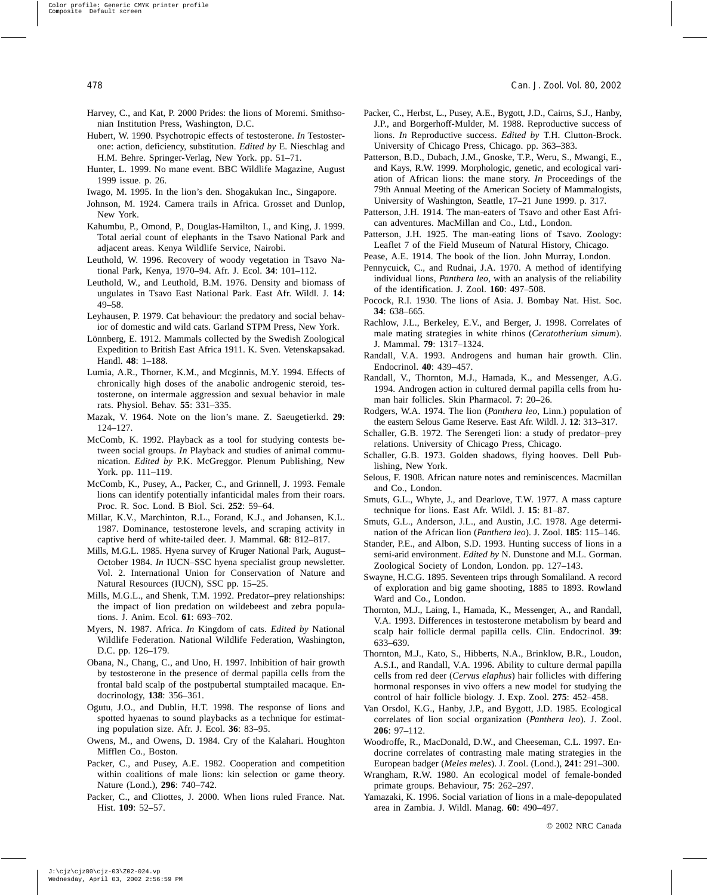Harvey, C., and Kat, P. 2000 Prides: the lions of Moremi. Smithsonian Institution Press, Washington, D.C.

Hubert, W. 1990. Psychotropic effects of testosterone. *In* Testosterone: action, deficiency, substitution. *Edited by* E. Nieschlag and H.M. Behre. Springer-Verlag, New York. pp. 51–71.

Hunter, L. 1999. No mane event. BBC Wildlife Magazine, August 1999 issue. p. 26.

Iwago, M. 1995. In the lion's den. Shogakukan Inc., Singapore.

Johnson, M. 1924. Camera trails in Africa. Grosset and Dunlop, New York.

Kahumbu, P., Omond, P., Douglas-Hamilton, I., and King, J. 1999. Total aerial count of elephants in the Tsavo National Park and adjacent areas. Kenya Wildlife Service, Nairobi.

Leuthold, W. 1996. Recovery of woody vegetation in Tsavo National Park, Kenya, 1970–94. Afr. J. Ecol. **34**: 101–112.

Leuthold, W., and Leuthold, B.M. 1976. Density and biomass of ungulates in Tsavo East National Park. East Afr. Wildl. J. **14**: 49–58.

Leyhausen, P. 1979. Cat behaviour: the predatory and social behavior of domestic and wild cats. Garland STPM Press, New York.

Lönnberg, E. 1912. Mammals collected by the Swedish Zoological Expedition to British East Africa 1911. K. Sven. Vetenskapsakad. Handl. **48**: 1–188.

Lumia, A.R., Thorner, K.M., and Mcginnis, M.Y. 1994. Effects of chronically high doses of the anabolic androgenic steroid, testosterone, on intermale aggression and sexual behavior in male rats. Physiol. Behav. **55**: 331–335.

Mazak, V. 1964. Note on the lion's mane. Z. Saeugetierkd. **29**: 124–127.

McComb, K. 1992. Playback as a tool for studying contests between social groups. *In* Playback and studies of animal communication. *Edited by* P.K. McGreggor. Plenum Publishing, New York. pp. 111–119.

McComb, K., Pusey, A., Packer, C., and Grinnell, J. 1993. Female lions can identify potentially infanticidal males from their roars. Proc. R. Soc. Lond. B Biol. Sci. **252**: 59–64.

Millar, K.V., Marchinton, R.L., Forand, K.J., and Johansen, K.L. 1987. Dominance, testosterone levels, and scraping activity in captive herd of white-tailed deer. J. Mammal. **68**: 812–817.

Mills, M.G.L. 1985. Hyena survey of Kruger National Park, August–October 1984. *In* IUCN–SSC hyena specialist group newsletter. Vol. 2. International Union for Conservation of Nature and Natural Resources (IUCN), SSC pp. 15–25.

Mills, M.G.L., and Shenk, T.M. 1992. Predator–prey relationships: the impact of lion predation on wildebeest and zebra populations. J. Anim. Ecol. **61**: 693–702.

Myers, N. 1987. Africa. *In* Kingdom of cats. *Edited by* National Wildlife Federation. National Wildlife Federation, Washington, D.C. pp. 126–179.

Obana, N., Chang, C., and Uno, H. 1997. Inhibition of hair growth by testosterone in the presence of dermal papilla cells from the frontal bald scalp of the postpubertal stumptailed macaque. Endocrinology, **138**: 356–361.

Ogutu, J.O., and Dublin, H.T. 1998. The response of lions and spotted hyaenas to sound playbacks as a technique for estimating population size. Afr. J. Ecol. **36**: 83–95.

Owens, M., and Owens, D. 1984. Cry of the Kalahari. Houghton Mifflen Co., Boston.

Packer, C., and Pusey, A.E. 1982. Cooperation and competition within coalitions of male lions: kin selection or game theory. Nature (Lond.), **296**: 740–742.

Packer, C., and Cliottes, J. 2000. When lions ruled France. Nat. Hist. **109**: 52–57.

Packer, C., Herbst, L., Pusey, A.E., Bygott, J.D., Cairns, S.J., Hanby, J.P., and Borgerhoff-Mulder, M. 1988. Reproductive success of lions. *In* Reproductive success. *Edited by* T.H. Clutton-Brock. University of Chicago Press, Chicago. pp. 363–383.

Patterson, B.D., Dubach, J.M., Gnoske, T.P., Weru, S., Mwangi, E., and Kays, R.W. 1999. Morphologic, genetic, and ecological variation of African lions: the mane story. *In* Proceedings of the 79th Annual Meeting of the American Society of Mammalogists, University of Washington, Seattle, 17–21 June 1999. p. 317.

Patterson, J.H. 1914. The man-eaters of Tsavo and other East African adventures. MacMillan and Co., Ltd., London.

Patterson, J.H. 1925. The man-eating lions of Tsavo. Zoology: Leaflet 7 of the Field Museum of Natural History, Chicago.

Pease, A.E. 1914. The book of the lion. John Murray, London.

Pennycuick, C., and Rudnai, J.A. 1970. A method of identifying individual lions, *Panthera leo*, with an analysis of the reliability of the identification. J. Zool. **160**: 497–508.

Pocock, R.I. 1930. The lions of Asia. J. Bombay Nat. Hist. Soc. **34**: 638–665.

Rachlow, J.L., Berkeley, E.V., and Berger, J. 1998. Correlates of male mating strategies in white rhinos (*Ceratotherium simum*). J. Mammal. **79**: 1317–1324.

Randall, V.A. 1993. Androgens and human hair growth. Clin. Endocrinol. **40**: 439–457.

Randall, V., Thornton, M.J., Hamada, K., and Messenger, A.G. 1994. Androgen action in cultured dermal papilla cells from human hair follicles. Skin Pharmacol. **7**: 20–26.

Rodgers, W.A. 1974. The lion (*Panthera leo*, Linn.) population of the eastern Selous Game Reserve. East Afr. Wildl. J. **12**: 313–317.

Schaller, G.B. 1972. The Serengeti lion: a study of predator–prey relations. University of Chicago Press, Chicago.

Schaller, G.B. 1973. Golden shadows, flying hooves. Dell Publishing, New York.

Selous, F. 1908. African nature notes and reminiscences. Macmillan and Co., London.

Smuts, G.L., Whyte, J., and Dearlove, T.W. 1977. A mass capture technique for lions. East Afr. Wildl. J. **15**: 81–87.

Smuts, G.L., Anderson, J.L., and Austin, J.C. 1978. Age determination of the African lion (*Panthera leo*). J. Zool. **185**: 115–146.

Stander, P.E., and Albon, S.D. 1993. Hunting success of lions in a semi-arid environment. *Edited by* N. Dunstone and M.L. Gorman. Zoological Society of London, London. pp. 127–143.

Swayne, H.C.G. 1895. Seventeen trips through Somaliland. A record of exploration and big game shooting, 1885 to 1893. Rowland Ward and Co., London.

Thornton, M.J., Laing, I., Hamada, K., Messenger, A., and Randall, V.A. 1993. Differences in testosterone metabolism by beard and scalp hair follicle dermal papilla cells. Clin. Endocrinol. **39**: 633–639.

Thornton, M.J., Kato, S., Hibberts, N.A., Brinklow, B.R., Loudon, A.S.I., and Randall, V.A. 1996. Ability to culture dermal papilla cells from red deer (*Cervus elaphus*) hair follicles with differing hormonal responses in vivo offers a new model for studying the control of hair follicle biology. J. Exp. Zool. **275**: 452–458.

Van Orsdol, K.G., Hanby, J.P., and Bygott, J.D. 1985. Ecological correlates of lion social organization (*Panthera leo*). J. Zool. **206**: 97–112.

Woodroffe, R., MacDonald, D.W., and Cheeseman, C.L. 1997. Endocrine correlates of contrasting male mating strategies in the European badger (*Meles meles*). J. Zool. (Lond.), **241**: 291–300.

Wrangham, R.W. 1980. An ecological model of female-bonded primate groups. Behaviour, **75**: 262–297.

Yamazaki, K. 1996. Social variation of lions in a male-depopulated area in Zambia. J. Wildl. Manag. **60**: 490–497.